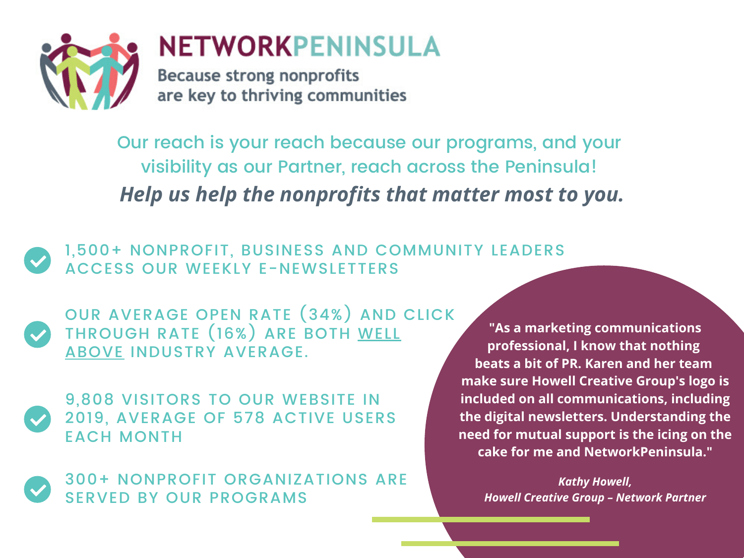# NETWORKPENINSULA

Because strong nonprofits are key to thriving communities

Our reach is your reach because our programs, and your visibility as our Partner, reach across the Peninsula!

***Help us help the nonprofits that matter most to you.***

- 1,500+ NONPROFIT, BUSINESS AND COMMUNITY LEADERS ACCESS OUR WEEKLY E-NEWSLETTERS
- OUR AVERAGE OPEN RATE (34%) AND CLICK THROUGH RATE (16%) ARE BOTH <u>WELL ABOVE</u> INDUSTRY AVERAGE.
- 9,808 VISITORS TO OUR WEBSITE IN 2019, AVERAGE OF 578 ACTIVE USERS EACH MONTH
- 300+ NONPROFIT ORGANIZATIONS ARE SERVED BY OUR PROGRAMS

**"As a marketing communications professional, I know that nothing beats a bit of PR. Karen and her team make sure Howell Creative Group's logo is included on all communications, including the digital newsletters. Understanding the need for mutual support is the icing on the cake for me and NetworkPeninsula."**

***Kathy Howell, Howell Creative Group – Network Partner***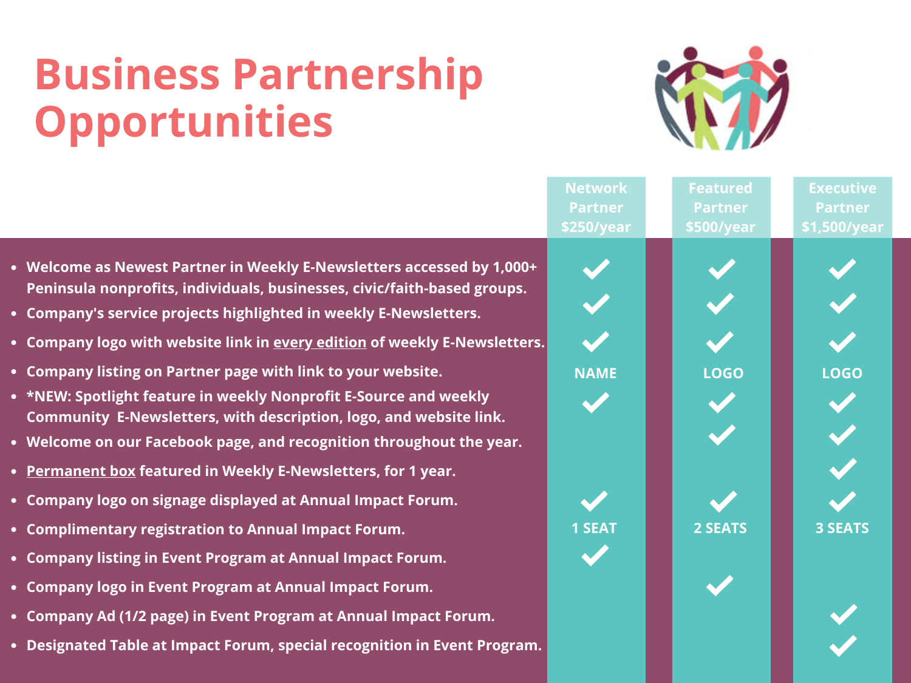# Business Partnership Opportunities

| | Network Partner $250/year | Featured Partner $500/year | Executive Partner $1,500/year |
|---|---|---|---|
| Welcome as Newest Partner in Weekly E-Newsletters accessed by 1,000+ Peninsula nonprofits, individuals, businesses, civic/faith-based groups. | ✔ | ✔ | ✔ |
| Company's service projects highlighted in weekly E-Newsletters. | ✔ | ✔ | ✔ |
| Company logo with website link in <u>every edition</u> of weekly E-Newsletters. | ✔ | ✔ | ✔ |
| Company listing on Partner page with link to your website. | NAME | LOGO | LOGO |
| *NEW: Spotlight feature in weekly Nonprofit E-Source and weekly Community E-Newsletters, with description, logo, and website link. | ✔ | ✔ | ✔ |
| Welcome on our Facebook page, and recognition throughout the year. | | ✔ | ✔ |
| <u>Permanent box</u> featured in Weekly E-Newsletters, for 1 year. | | | ✔ |
| Company logo on signage displayed at Annual Impact Forum. | ✔ | ✔ | ✔ |
| Complimentary registration to Annual Impact Forum. | 1 SEAT | 2 SEATS | 3 SEATS |
| Company listing in Event Program at Annual Impact Forum. | ✔ | | |
| Company logo in Event Program at Annual Impact Forum. | | ✔ | |
| Company Ad (1/2 page) in Event Program at Annual Impact Forum. | | | ✔ |
| Designated Table at Impact Forum, special recognition in Event Program. | | | ✔ |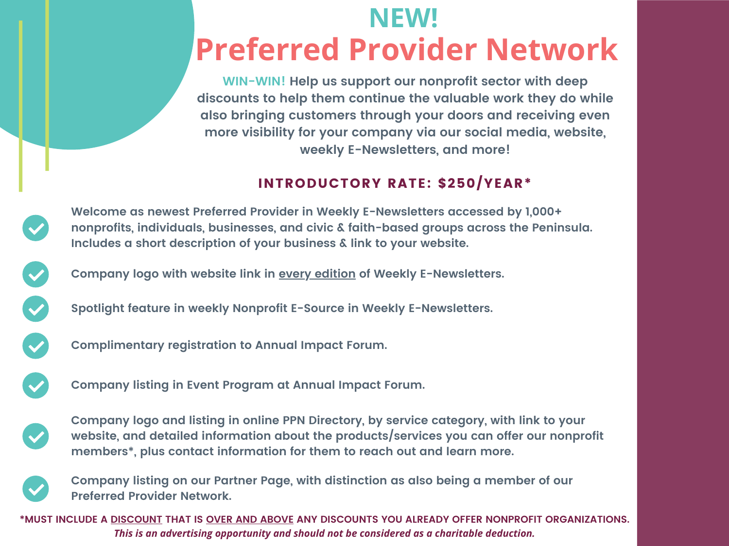# NEW!

# Preferred Provider Network

**WIN-WIN! Help us support our nonprofit sector with deep discounts to help them continue the valuable work they do while also bringing customers through your doors and receiving even more visibility for your company via our social media, website, weekly E-Newsletters, and more!**

## INTRODUCTORY RATE: $250/YEAR*

- Welcome as newest Preferred Provider in Weekly E-Newsletters accessed by 1,000+ nonprofits, individuals, businesses, and civic & faith-based groups across the Peninsula. Includes a short description of your business & link to your website.
- Company logo with website link in <u>every edition</u> of Weekly E-Newsletters.
- Spotlight feature in weekly Nonprofit E-Source in Weekly E-Newsletters.
- Complimentary registration to Annual Impact Forum.
- Company listing in Event Program at Annual Impact Forum.
- Company logo and listing in online PPN Directory, by service category, with link to your website, and detailed information about the products/services you can offer our nonprofit members*, plus contact information for them to reach out and learn more.
- Company listing on our Partner Page, with distinction as also being a member of our Preferred Provider Network.

***MUST INCLUDE A <u>DISCOUNT</u> THAT IS <u>OVER AND ABOVE</u> ANY DISCOUNTS YOU ALREADY OFFER NONPROFIT ORGANIZATIONS.**

***This is an advertising opportunity and should not be considered as a charitable deduction.***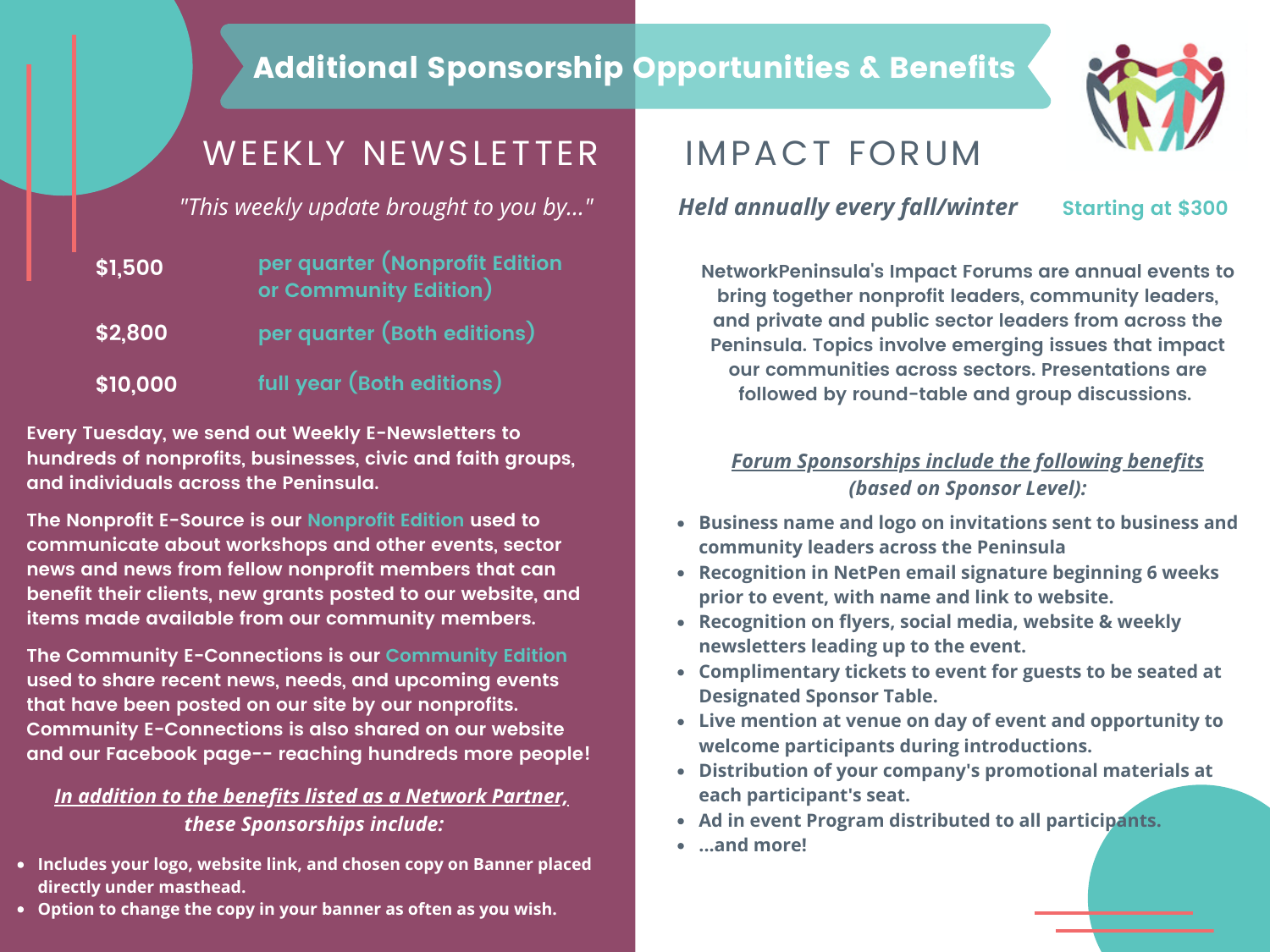# Additional Sponsorship Opportunities & Benefits

## WEEKLY NEWSLETTER

*"This weekly update brought to you by..."*

| | |
|---|---|
| **$1,500** | per quarter (Nonprofit Edition or Community Edition) |
| **$2,800** | per quarter (Both editions) |
| **$10,000** | full year (Both editions) |

Every Tuesday, we send out Weekly E-Newsletters to hundreds of nonprofits, businesses, civic and faith groups, and individuals across the Peninsula.

The Nonprofit E-Source is our Nonprofit Edition used to communicate about workshops and other events, sector news and news from fellow nonprofit members that can benefit their clients, new grants posted to our website, and items made available from our community members.

The Community E-Connections is our Community Edition used to share recent news, needs, and upcoming events that have been posted on our site by our nonprofits. Community E-Connections is also shared on our website and our Facebook page-- reaching hundreds more people!

***In addition to the benefits listed as a Network Partner, these Sponsorships include:***

- Includes your logo, website link, and chosen copy on Banner placed directly under masthead.
- Option to change the copy in your banner as often as you wish.

## IMPACT FORUM

***Held annually every fall/winter*** Starting at $300

NetworkPeninsula's Impact Forums are annual events to bring together nonprofit leaders, community leaders, and private and public sector leaders from across the Peninsula. Topics involve emerging issues that impact our communities across sectors. Presentations are followed by round-table and group discussions.

***Forum Sponsorships include the following benefits (based on Sponsor Level):***

- Business name and logo on invitations sent to business and community leaders across the Peninsula
- Recognition in NetPen email signature beginning 6 weeks prior to event, with name and link to website.
- Recognition on flyers, social media, website & weekly newsletters leading up to the event.
- Complimentary tickets to event for guests to be seated at Designated Sponsor Table.
- Live mention at venue on day of event and opportunity to welcome participants during introductions.
- Distribution of your company's promotional materials at each participant's seat.
- Ad in event Program distributed to all participants.
- ...and more!